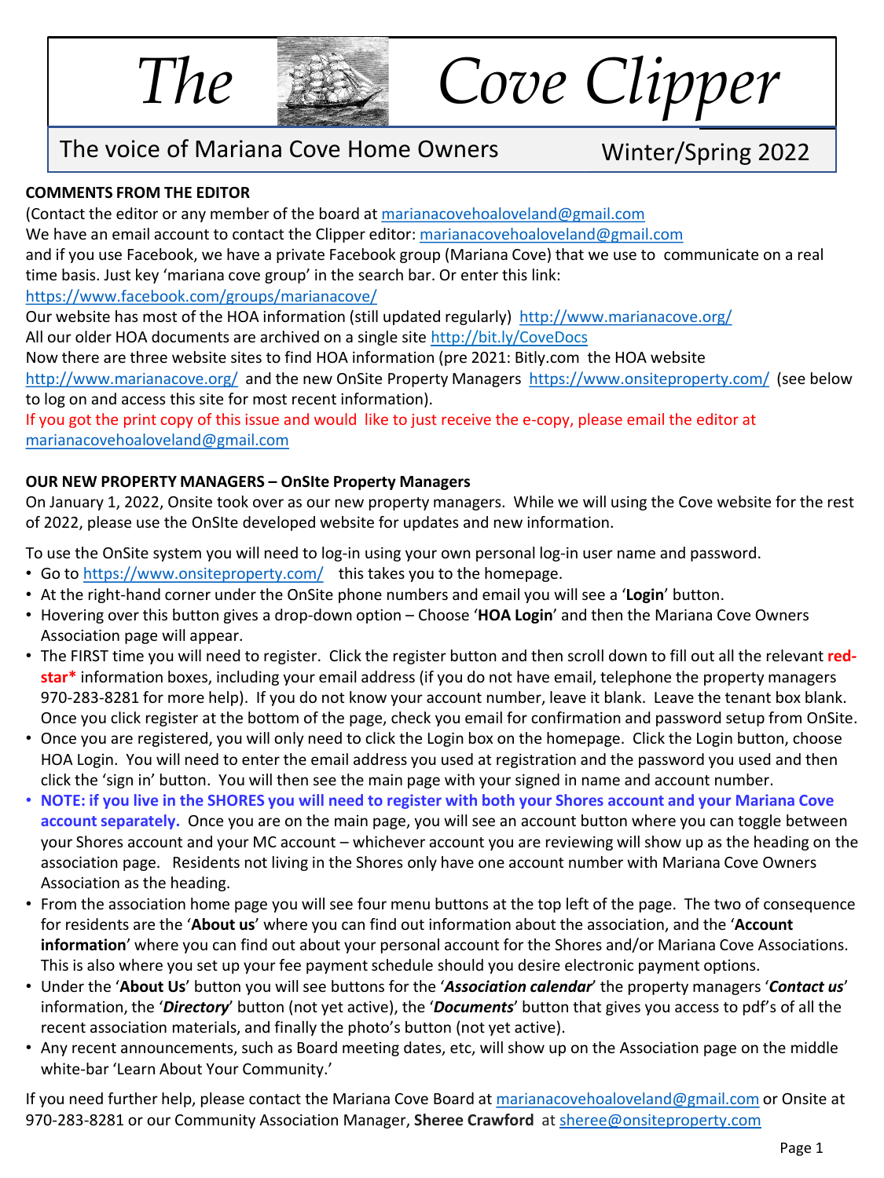# The Cove Clipper

The voice of Mariana Cove Home Owners — Winter/Spring 2022

**COMMENTS FROM THE EDITOR**

(Contact the editor or any member of the board at marianacovehoaloveland@gmail.com
We have an email account to contact the Clipper editor: marianacovehoaloveland@gmail.com
and if you use Facebook, we have a private Facebook group (Mariana Cove) that we use to communicate on a real time basis. Just key 'mariana cove group' in the search bar. Or enter this link:
https://www.facebook.com/groups/marianacove/
Our website has most of the HOA information (still updated regularly) http://www.marianacove.org/
All our older HOA documents are archived on a single site http://bit.ly/CoveDocs
Now there are three website sites to find HOA information (pre 2021: Bitly.com the HOA website http://www.marianacove.org/ and the new OnSite Property Managers https://www.onsiteproperty.com/ (see below to log on and access this site for most recent information).
If you got the print copy of this issue and would like to just receive the e-copy, please email the editor at marianacovehoaloveland@gmail.com

**OUR NEW PROPERTY MANAGERS – OnSIte Property Managers**

On January 1, 2022, Onsite took over as our new property managers. While we will using the Cove website for the rest of 2022, please use the OnSIte developed website for updates and new information.

To use the OnSite system you will need to log-in using your own personal log-in user name and password.

- Go to https://www.onsiteproperty.com/ this takes you to the homepage.
- At the right-hand corner under the OnSite phone numbers and email you will see a '**Login**' button.
- Hovering over this button gives a drop-down option – Choose '**HOA Login**' and then the Mariana Cove Owners Association page will appear.
- The FIRST time you will need to register. Click the register button and then scroll down to fill out all the relevant **red-star*** information boxes, including your email address (if you do not have email, telephone the property managers 970-283-8281 for more help). If you do not know your account number, leave it blank. Leave the tenant box blank. Once you click register at the bottom of the page, check you email for confirmation and password setup from OnSite.
- Once you are registered, you will only need to click the Login box on the homepage. Click the Login button, choose HOA Login. You will need to enter the email address you used at registration and the password you used and then click the 'sign in' button. You will then see the main page with your signed in name and account number.
- **NOTE: if you live in the SHORES you will need to register with both your Shores account and your Mariana Cove account separately.** Once you are on the main page, you will see an account button where you can toggle between your Shores account and your MC account – whichever account you are reviewing will show up as the heading on the association page. Residents not living in the Shores only have one account number with Mariana Cove Owners Association as the heading.
- From the association home page you will see four menu buttons at the top left of the page. The two of consequence for residents are the '**About us**' where you can find out information about the association, and the '**Account information**' where you can find out about your personal account for the Shores and/or Mariana Cove Associations. This is also where you set up your fee payment schedule should you desire electronic payment options.
- Under the '**About Us**' button you will see buttons for the '***Association calendar***' the property managers '***Contact us***' information, the '***Directory***' button (not yet active), the '***Documents***' button that gives you access to pdf's of all the recent association materials, and finally the photo's button (not yet active).
- Any recent announcements, such as Board meeting dates, etc, will show up on the Association page on the middle white-bar 'Learn About Your Community.'

If you need further help, please contact the Mariana Cove Board at marianacovehoaloveland@gmail.com or Onsite at 970-283-8281 or our Community Association Manager, **Sheree Crawford** at sheree@onsiteproperty.com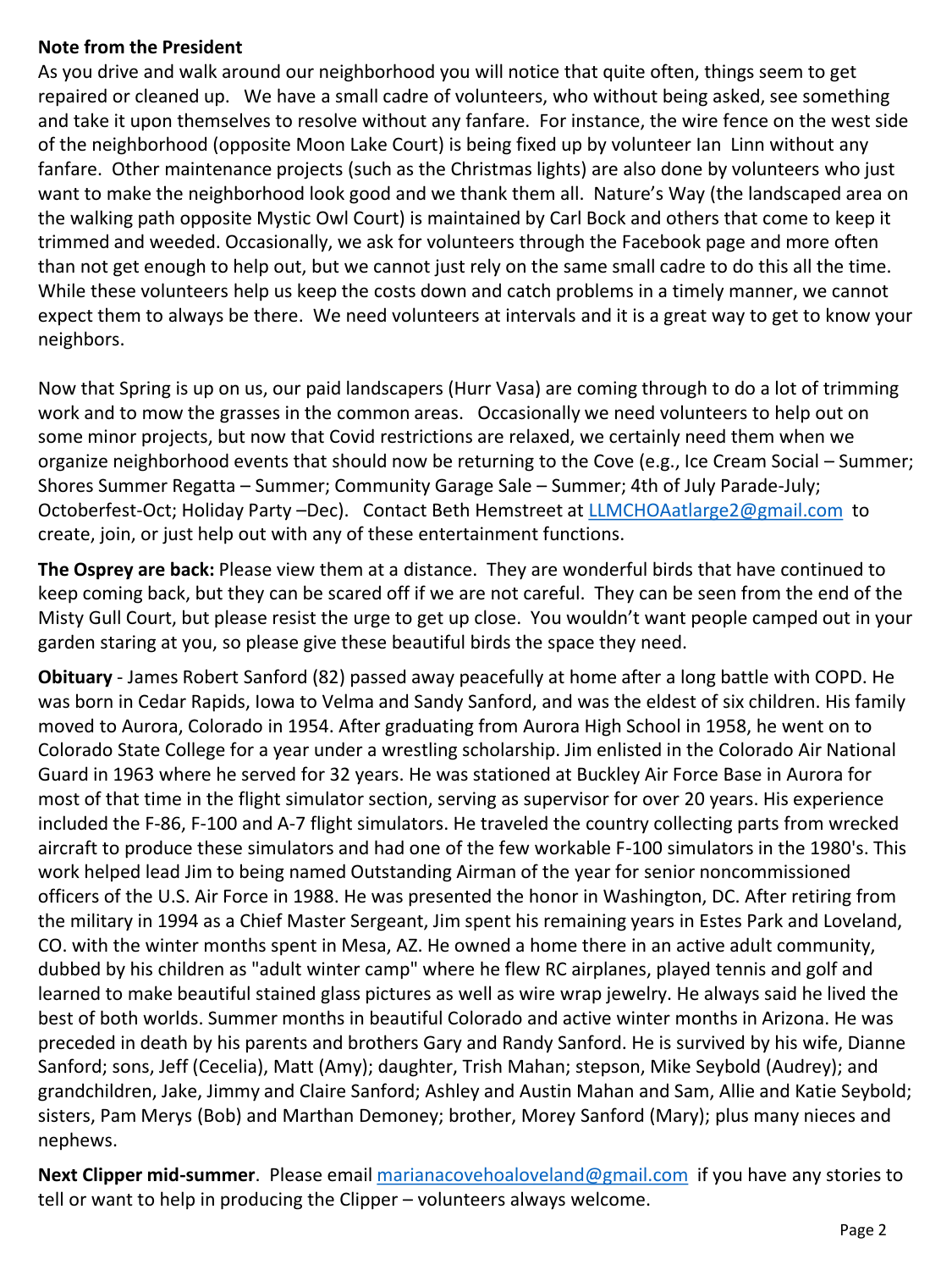**Note from the President**

As you drive and walk around our neighborhood you will notice that quite often, things seem to get repaired or cleaned up. We have a small cadre of volunteers, who without being asked, see something and take it upon themselves to resolve without any fanfare. For instance, the wire fence on the west side of the neighborhood (opposite Moon Lake Court) is being fixed up by volunteer Ian Linn without any fanfare. Other maintenance projects (such as the Christmas lights) are also done by volunteers who just want to make the neighborhood look good and we thank them all. Nature's Way (the landscaped area on the walking path opposite Mystic Owl Court) is maintained by Carl Bock and others that come to keep it trimmed and weeded. Occasionally, we ask for volunteers through the Facebook page and more often than not get enough to help out, but we cannot just rely on the same small cadre to do this all the time. While these volunteers help us keep the costs down and catch problems in a timely manner, we cannot expect them to always be there. We need volunteers at intervals and it is a great way to get to know your neighbors.

Now that Spring is up on us, our paid landscapers (Hurr Vasa) are coming through to do a lot of trimming work and to mow the grasses in the common areas. Occasionally we need volunteers to help out on some minor projects, but now that Covid restrictions are relaxed, we certainly need them when we organize neighborhood events that should now be returning to the Cove (e.g., Ice Cream Social – Summer; Shores Summer Regatta – Summer; Community Garage Sale – Summer; 4th of July Parade-July; Octoberfest-Oct; Holiday Party –Dec). Contact Beth Hemstreet at LLMCHOAatlarge2@gmail.com to create, join, or just help out with any of these entertainment functions.

**The Osprey are back:** Please view them at a distance. They are wonderful birds that have continued to keep coming back, but they can be scared off if we are not careful. They can be seen from the end of the Misty Gull Court, but please resist the urge to get up close. You wouldn't want people camped out in your garden staring at you, so please give these beautiful birds the space they need.

**Obituary** - James Robert Sanford (82) passed away peacefully at home after a long battle with COPD. He was born in Cedar Rapids, Iowa to Velma and Sandy Sanford, and was the eldest of six children. His family moved to Aurora, Colorado in 1954. After graduating from Aurora High School in 1958, he went on to Colorado State College for a year under a wrestling scholarship. Jim enlisted in the Colorado Air National Guard in 1963 where he served for 32 years. He was stationed at Buckley Air Force Base in Aurora for most of that time in the flight simulator section, serving as supervisor for over 20 years. His experience included the F-86, F-100 and A-7 flight simulators. He traveled the country collecting parts from wrecked aircraft to produce these simulators and had one of the few workable F-100 simulators in the 1980's. This work helped lead Jim to being named Outstanding Airman of the year for senior noncommissioned officers of the U.S. Air Force in 1988. He was presented the honor in Washington, DC. After retiring from the military in 1994 as a Chief Master Sergeant, Jim spent his remaining years in Estes Park and Loveland, CO. with the winter months spent in Mesa, AZ. He owned a home there in an active adult community, dubbed by his children as "adult winter camp" where he flew RC airplanes, played tennis and golf and learned to make beautiful stained glass pictures as well as wire wrap jewelry. He always said he lived the best of both worlds. Summer months in beautiful Colorado and active winter months in Arizona. He was preceded in death by his parents and brothers Gary and Randy Sanford. He is survived by his wife, Dianne Sanford; sons, Jeff (Cecelia), Matt (Amy); daughter, Trish Mahan; stepson, Mike Seybold (Audrey); and grandchildren, Jake, Jimmy and Claire Sanford; Ashley and Austin Mahan and Sam, Allie and Katie Seybold; sisters, Pam Merys (Bob) and Marthan Demoney; brother, Morey Sanford (Mary); plus many nieces and nephews.

**Next Clipper mid-summer**. Please email marianacovehoaloveland@gmail.com if you have any stories to tell or want to help in producing the Clipper – volunteers always welcome.